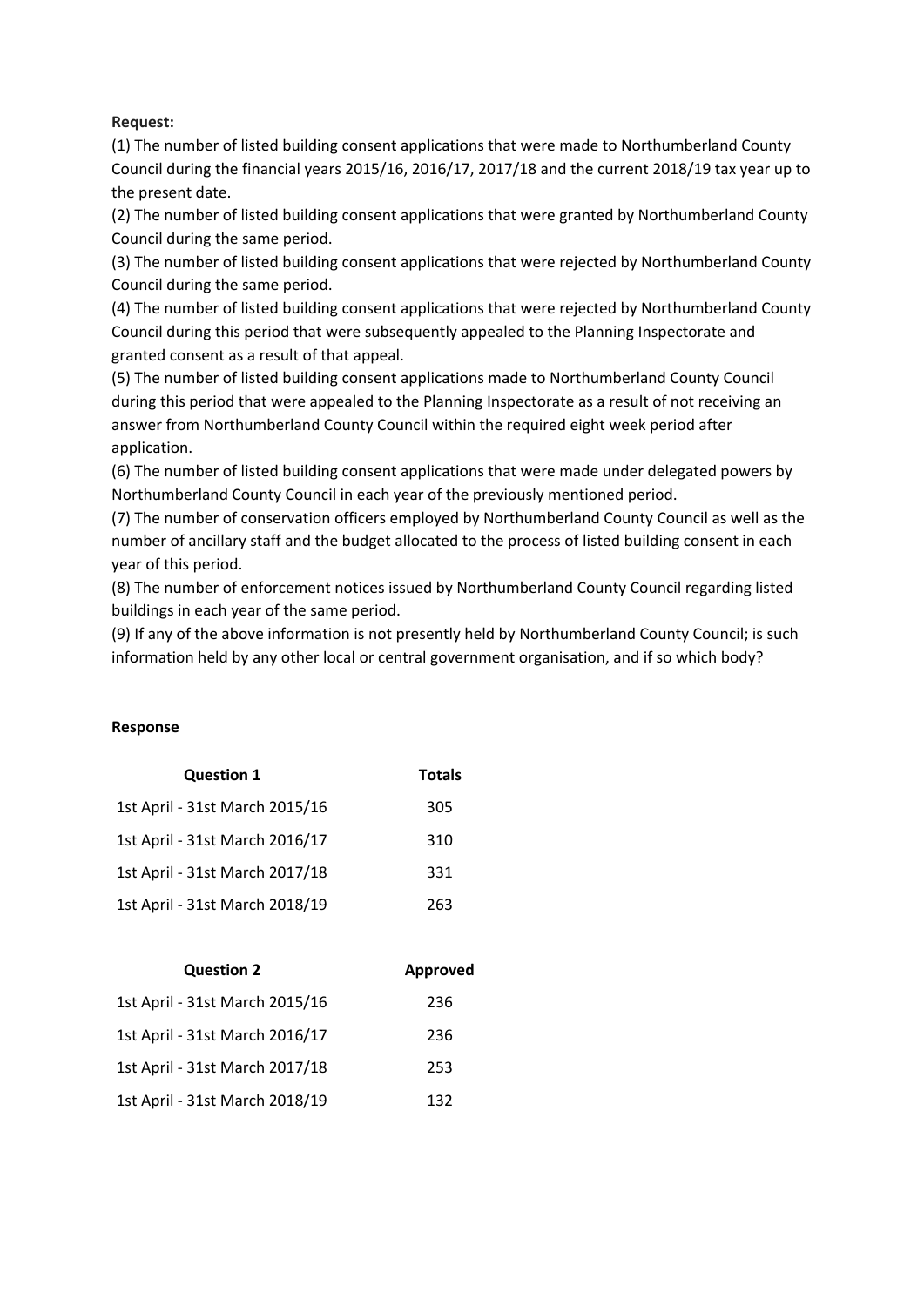**Request:**

(1) The number of listed building consent applications that were made to Northumberland County Council during the financial years 2015/16, 2016/17, 2017/18 and the current 2018/19 tax year up to the present date.

(2) The number of listed building consent applications that were granted by Northumberland County Council during the same period.

(3) The number of listed building consent applications that were rejected by Northumberland County Council during the same period.

(4) The number of listed building consent applications that were rejected by Northumberland County Council during this period that were subsequently appealed to the Planning Inspectorate and granted consent as a result of that appeal.

(5) The number of listed building consent applications made to Northumberland County Council during this period that were appealed to the Planning Inspectorate as a result of not receiving an answer from Northumberland County Council within the required eight week period after application.

(6) The number of listed building consent applications that were made under delegated powers by Northumberland County Council in each year of the previously mentioned period.

(7) The number of conservation officers employed by Northumberland County Council as well as the number of ancillary staff and the budget allocated to the process of listed building consent in each year of this period.

(8) The number of enforcement notices issued by Northumberland County Council regarding listed buildings in each year of the same period.

(9) If any of the above information is not presently held by Northumberland County Council; is such information held by any other local or central government organisation, and if so which body?

**Response**

| Question 1 | Totals |
|---|---|
| 1st April - 31st March 2015/16 | 305 |
| 1st April - 31st March 2016/17 | 310 |
| 1st April - 31st March 2017/18 | 331 |
| 1st April - 31st March 2018/19 | 263 |

| Question 2 | Approved |
|---|---|
| 1st April - 31st March 2015/16 | 236 |
| 1st April - 31st March 2016/17 | 236 |
| 1st April - 31st March 2017/18 | 253 |
| 1st April - 31st March 2018/19 | 132 |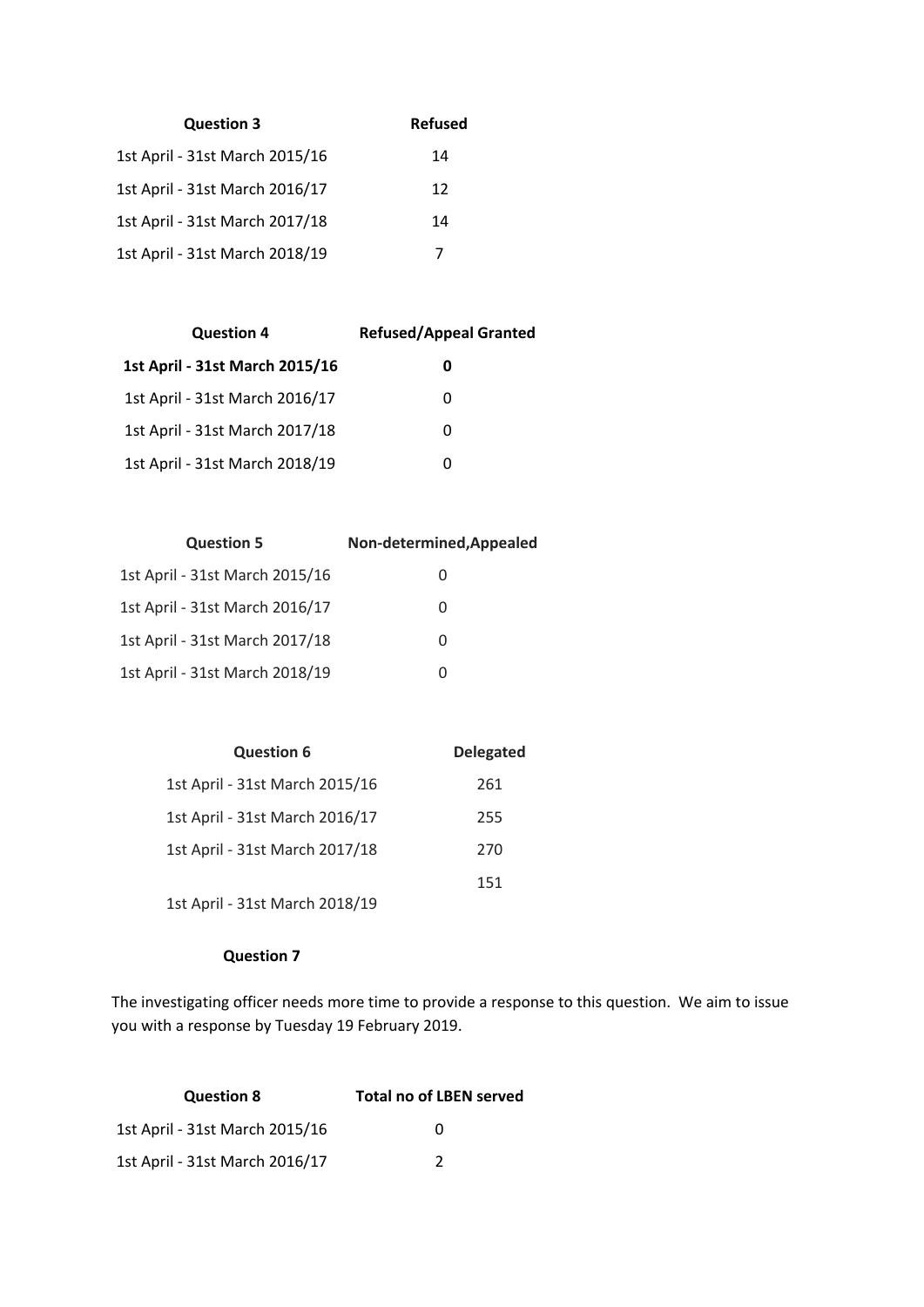| Question 3 | Refused |
|---|---|
| 1st April - 31st March 2015/16 | 14 |
| 1st April - 31st March 2016/17 | 12 |
| 1st April - 31st March 2017/18 | 14 |
| 1st April - 31st March 2018/19 | 7 |

| Question 4 | Refused/Appeal Granted |
|---|---|
| **1st April - 31st March 2015/16** | **0** |
| 1st April - 31st March 2016/17 | 0 |
| 1st April - 31st March 2017/18 | 0 |
| 1st April - 31st March 2018/19 | 0 |

| Question 5 | Non-determined,Appealed |
|---|---|
| 1st April - 31st March 2015/16 | 0 |
| 1st April - 31st March 2016/17 | 0 |
| 1st April - 31st March 2017/18 | 0 |
| 1st April - 31st March 2018/19 | 0 |

| Question 6 | Delegated |
|---|---|
| 1st April - 31st March 2015/16 | 261 |
| 1st April - 31st March 2016/17 | 255 |
| 1st April - 31st March 2017/18 | 270 |
| 1st April - 31st March 2018/19 | 151 |

**Question 7**

The investigating officer needs more time to provide a response to this question. We aim to issue you with a response by Tuesday 19 February 2019.

| Question 8 | Total no of LBEN served |
|---|---|
| 1st April - 31st March 2015/16 | 0 |
| 1st April - 31st March 2016/17 | 2 |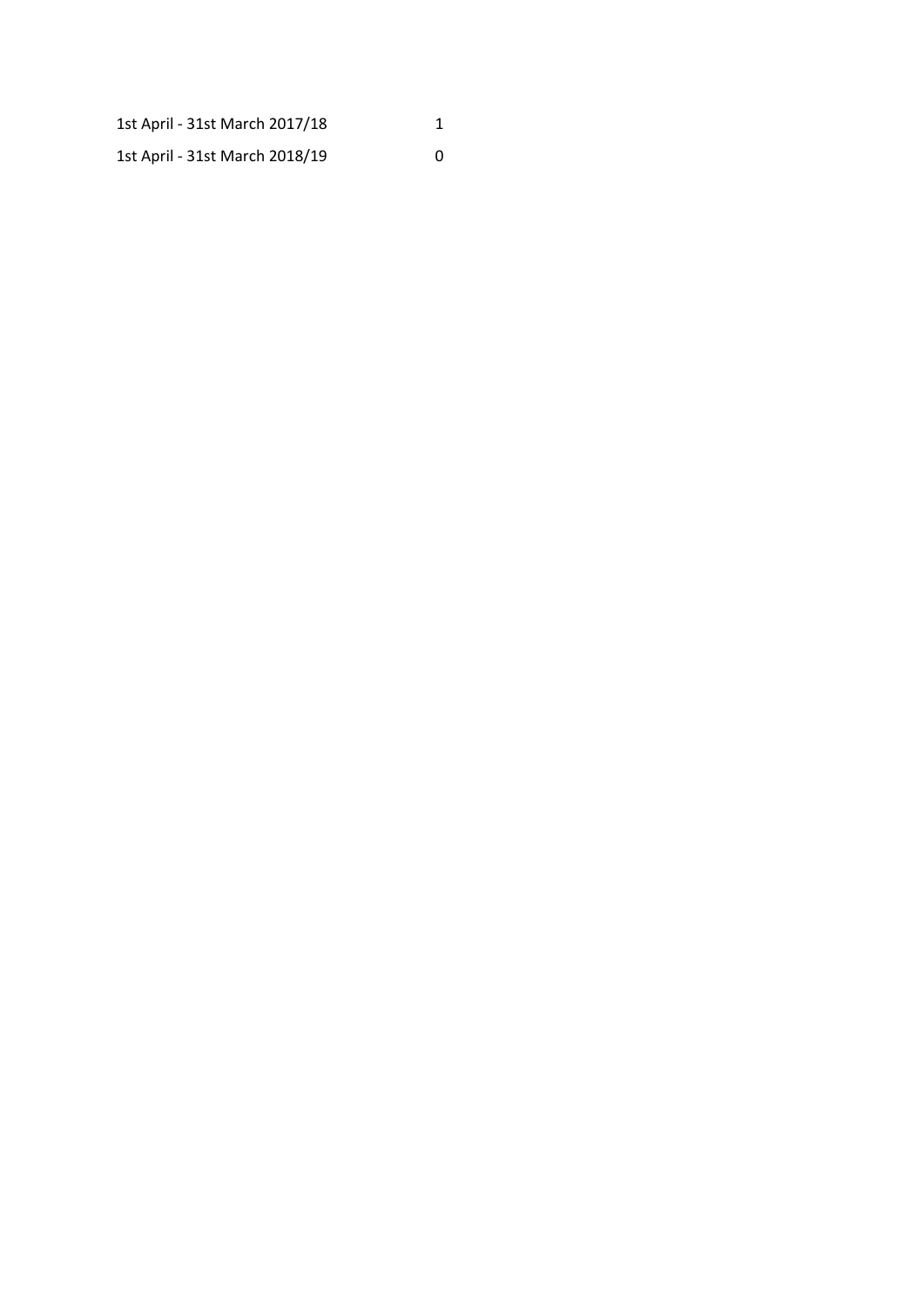| | |
|---|---|
| 1st April - 31st March 2017/18 | 1 |
| 1st April - 31st March 2018/19 | 0 |